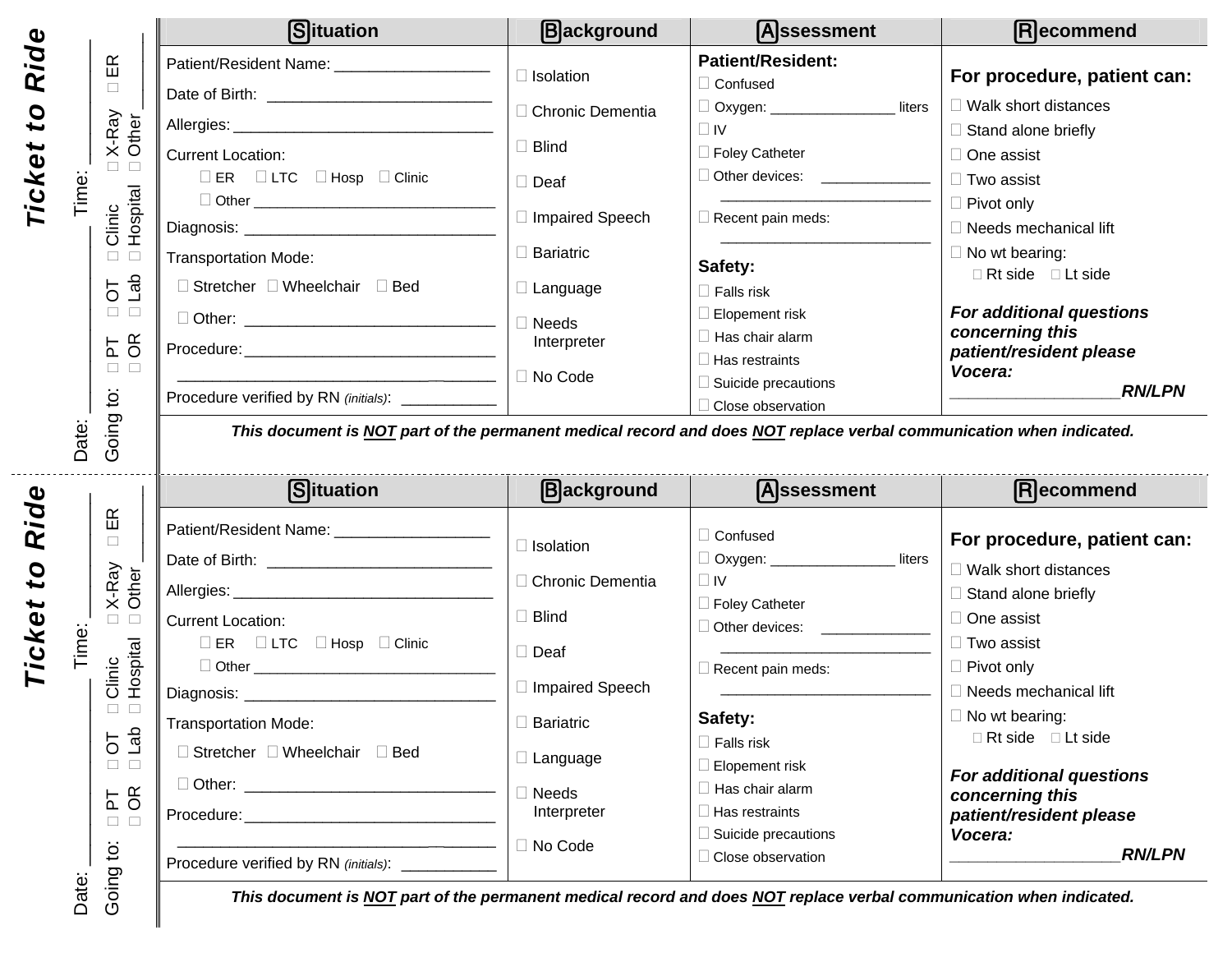## Ticket to Ride

Date: ______ Time: ______

Going to: ☐ PT ☐ OT ☐ Clinic ☐ X-Ray ☐ ER ☐ OR ☐ Lab ☐ Hospital ☐ Other ______

| Situation | Background | Assessment | Recommend |
|---|---|---|---|
| Patient/Resident Name: __________________<br>Date of Birth: __________________________<br>Allergies: ______________________________<br>Current Location:<br>☐ ER ☐ LTC ☐ Hosp ☐ Clinic<br>☐ Other ______________________________<br>Diagnosis: ______________________________<br>Transportation Mode:<br>☐ Stretcher ☐ Wheelchair ☐ Bed<br>☐ Other: ______________________________<br>Procedure: ______________________________<br>______________________________________<br>Procedure verified by RN *(initials)*: ___________ | ☐ Isolation<br>☐ Chronic Dementia<br>☐ Blind<br>☐ Deaf<br>☐ Impaired Speech<br>☐ Bariatric<br>☐ Language<br>☐ Needs Interpreter<br>☐ No Code | **Patient/Resident:**<br>☐ Confused<br>☐ Oxygen: _______________ liters<br>☐ IV<br>☐ Foley Catheter<br>☐ Other devices: _____________<br>__________________________<br>☐ Recent pain meds:<br>__________________________<br>**Safety:**<br>☐ Falls risk<br>☐ Elopement risk<br>☐ Has chair alarm<br>☐ Has restraints<br>☐ Suicide precautions<br>☐ Close observation | **For procedure, patient can:**<br>☐ Walk short distances<br>☐ Stand alone briefly<br>☐ One assist<br>☐ Two assist<br>☐ Pivot only<br>☐ Needs mechanical lift<br>☐ No wt bearing:<br>☐ Rt side ☐ Lt side<br>***For additional questions concerning this patient/resident please Vocera:***<br>__________________***RN/LPN*** |

***This document is NOT part of the permanent medical record and does NOT replace verbal communication when indicated.***

---

## Ticket to Ride

Date: ______ Time: ______

Going to: ☐ PT ☐ OT ☐ Clinic ☐ X-Ray ☐ ER ☐ OR ☐ Lab ☐ Hospital ☐ Other ______

| Situation | Background | Assessment | Recommend |
|---|---|---|---|
| Patient/Resident Name: __________________<br>Date of Birth: __________________________<br>Allergies: ______________________________<br>Current Location:<br>☐ ER ☐ LTC ☐ Hosp ☐ Clinic<br>☐ Other ______________________________<br>Diagnosis: ______________________________<br>Transportation Mode:<br>☐ Stretcher ☐ Wheelchair ☐ Bed<br>☐ Other: ______________________________<br>Procedure: ______________________________<br>______________________________________<br>Procedure verified by RN *(initials)*: ___________ | ☐ Isolation<br>☐ Chronic Dementia<br>☐ Blind<br>☐ Deaf<br>☐ Impaired Speech<br>☐ Bariatric<br>☐ Language<br>☐ Needs Interpreter<br>☐ No Code | ☐ Confused<br>☐ Oxygen: _______________ liters<br>☐ IV<br>☐ Foley Catheter<br>☐ Other devices: _____________<br>__________________________<br>☐ Recent pain meds:<br>__________________________<br>**Safety:**<br>☐ Falls risk<br>☐ Elopement risk<br>☐ Has chair alarm<br>☐ Has restraints<br>☐ Suicide precautions<br>☐ Close observation | **For procedure, patient can:**<br>☐ Walk short distances<br>☐ Stand alone briefly<br>☐ One assist<br>☐ Two assist<br>☐ Pivot only<br>☐ Needs mechanical lift<br>☐ No wt bearing:<br>☐ Rt side ☐ Lt side<br>***For additional questions concerning this patient/resident please Vocera:***<br>__________________***RN/LPN*** |

***This document is NOT part of the permanent medical record and does NOT replace verbal communication when indicated.***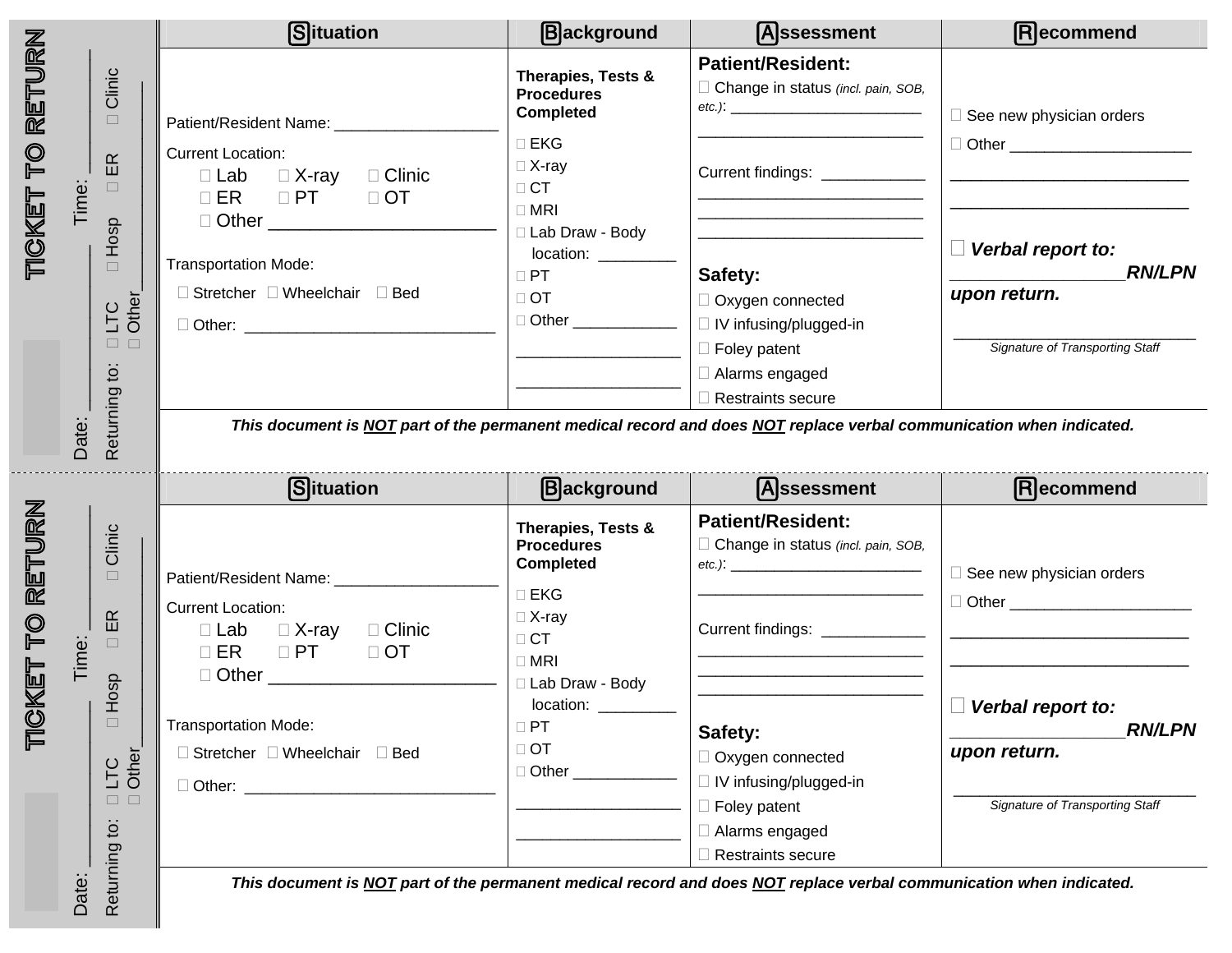## TICKET TO RETURN

Date: ______ Time: ______

Returning to: ☐ LTC ☐ Hosp ☐ ER ☐ Clinic ☐ Other______

| **S**ituation | **B**ackground | **A**ssessment | **R**ecommend |
|---|---|---|---|
| Patient/Resident Name: ___________________<br><br>Current Location:<br>☐ Lab ☐ X-ray ☐ Clinic<br>☐ ER ☐ PT ☐ OT<br>☐ Other _______________________<br><br>Transportation Mode:<br>☐ Stretcher ☐ Wheelchair ☐ Bed<br>☐ Other: _____________________________ | **Therapies, Tests & Procedures Completed**<br><br>☐ EKG<br>☐ X-ray<br>☐ CT<br>☐ MRI<br>☐ Lab Draw - Body location: _________<br>☐ PT<br>☐ OT<br>☐ Other ____________<br>___________________<br>___________________ | **Patient/Resident:**<br>☐ Change in status *(incl. pain, SOB, etc.)*: _______________________<br>__________________________<br><br>Current findings: ____________<br>__________________________<br>__________________________<br>__________________________<br><br>**Safety:**<br>☐ Oxygen connected<br>☐ IV infusing/plugged-in<br>☐ Foley patent<br>☐ Alarms engaged<br>☐ Restraints secure | ☐ See new physician orders<br>☐ Other _____________________<br>_________________________<br>_________________________<br><br>☐ ***Verbal report to:*** __________________***RN/LPN upon return.***<br><br>____________________________<br>*Signature of Transporting Staff* |

***This document is NOT part of the permanent medical record and does NOT replace verbal communication when indicated.***

---

## TICKET TO RETURN

Date: ______ Time: ______

Returning to: ☐ LTC ☐ Hosp ☐ ER ☐ Clinic ☐ Other______

| **S**ituation | **B**ackground | **A**ssessment | **R**ecommend |
|---|---|---|---|
| Patient/Resident Name: ___________________<br><br>Current Location:<br>☐ Lab ☐ X-ray ☐ Clinic<br>☐ ER ☐ PT ☐ OT<br>☐ Other _______________________<br><br>Transportation Mode:<br>☐ Stretcher ☐ Wheelchair ☐ Bed<br>☐ Other: _____________________________ | **Therapies, Tests & Procedures Completed**<br><br>☐ EKG<br>☐ X-ray<br>☐ CT<br>☐ MRI<br>☐ Lab Draw - Body location: _________<br>☐ PT<br>☐ OT<br>☐ Other ____________<br>___________________<br>___________________ | **Patient/Resident:**<br>☐ Change in status *(incl. pain, SOB, etc.)*: _______________________<br>__________________________<br><br>Current findings: ____________<br>__________________________<br>__________________________<br>__________________________<br><br>**Safety:**<br>☐ Oxygen connected<br>☐ IV infusing/plugged-in<br>☐ Foley patent<br>☐ Alarms engaged<br>☐ Restraints secure | ☐ See new physician orders<br>☐ Other _____________________<br>_________________________<br>_________________________<br><br>☐ ***Verbal report to:*** __________________***RN/LPN upon return.***<br><br>____________________________<br>*Signature of Transporting Staff* |

***This document is NOT part of the permanent medical record and does NOT replace verbal communication when indicated.***